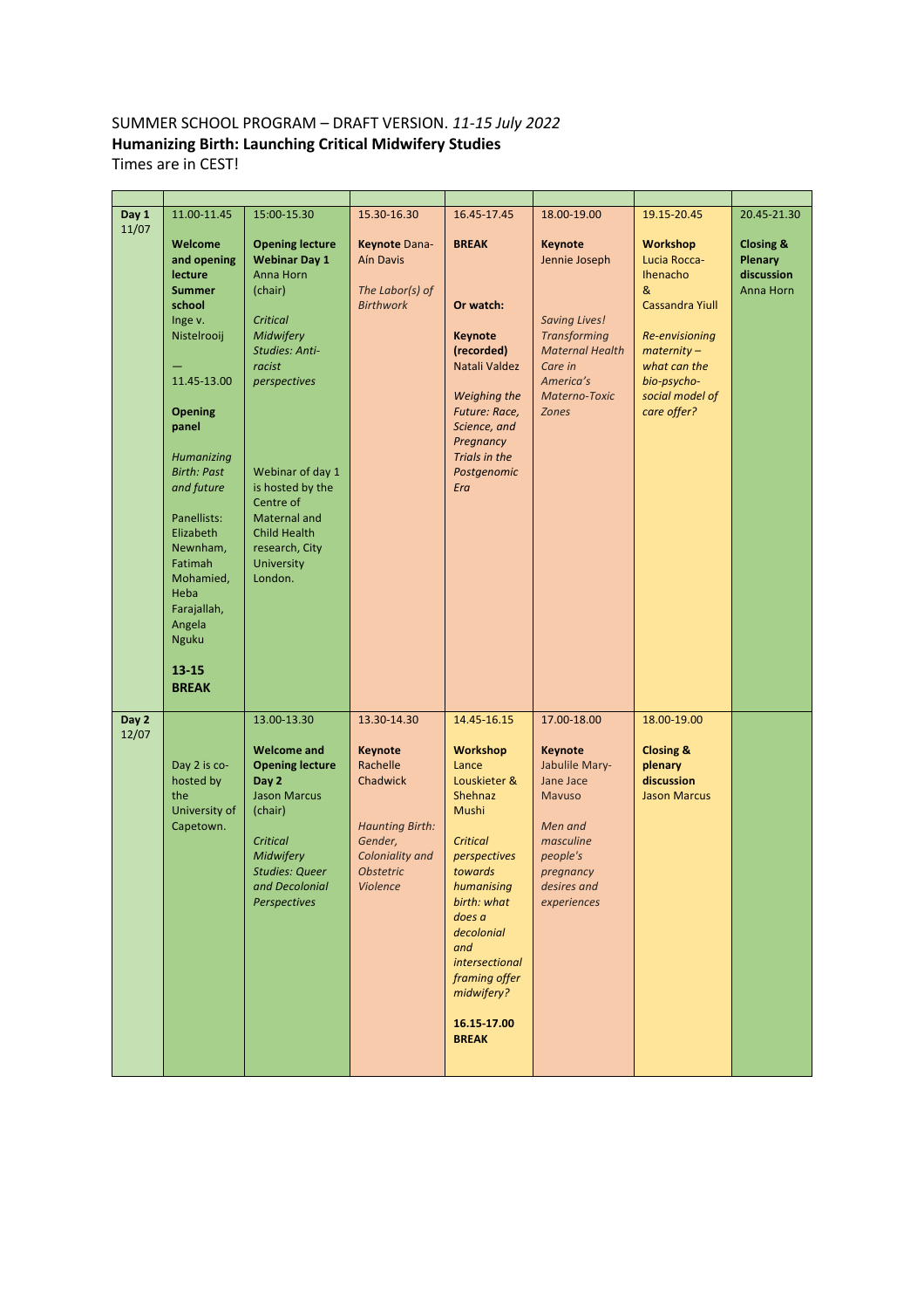SUMMER SCHOOL PROGRAM – DRAFT VERSION. *11-15 July 2022*

**Humanizing Birth: Launching Critical Midwifery Studies**

Times are in CEST!

| | | | | | | | |
|---|---|---|---|---|---|---|---|
| **Day 1** 11/07 | 11.00-11.45<br><br>**Welcome and opening lecture Summer school**<br>Inge v. Nistelrooij<br><br>—<br>11.45-13.00<br><br>**Opening panel**<br><br>*Humanizing Birth: Past and future*<br><br>Panellists: Elizabeth Newnham, Fatimah Mohamied, Heba Farajallah, Angela Nguku<br><br>**13-15 BREAK** | 15:00-15.30<br><br>**Opening lecture Webinar Day 1**<br>Anna Horn (chair)<br><br>*Critical Midwifery Studies: Anti-racist perspectives*<br><br>Webinar of day 1 is hosted by the Centre of Maternal and Child Health research, City University London. | 15.30-16.30<br><br>**Keynote** Dana-Aín Davis<br><br>*The Labor(s) of Birthwork* | 16.45-17.45<br><br>**BREAK**<br><br>**Or watch:**<br><br>**Keynote (recorded)**<br>Natali Valdez<br><br>*Weighing the Future: Race, Science, and Pregnancy Trials in the Postgenomic Era* | 18.00-19.00<br><br>**Keynote**<br>Jennie Joseph<br><br>*Saving Lives! Transforming Maternal Health Care in America's Materno-Toxic Zones* | 19.15-20.45<br><br>**Workshop**<br>Lucia Rocca-Ihenacho & Cassandra Yiull<br><br>*Re-envisioning maternity – what can the bio-psycho-social model of care offer?* | 20.45-21.30<br><br>**Closing & Plenary discussion**<br>Anna Horn |
| **Day 2** 12/07 | Day 2 is co-hosted by the University of Capetown. | 13.00-13.30<br><br>**Welcome and Opening lecture Day 2**<br>Jason Marcus (chair)<br><br>*Critical Midwifery Studies: Queer and Decolonial Perspectives* | 13.30-14.30<br><br>**Keynote**<br>Rachelle Chadwick<br><br>*Haunting Birth: Gender, Coloniality and Obstetric Violence* | 14.45-16.15<br><br>**Workshop**<br>Lance Louskieter & Shehnaz Mushi<br><br>*Critical perspectives towards humanising birth: what does a decolonial and intersectional framing offer midwifery?*<br><br>**16.15-17.00 BREAK** | 17.00-18.00<br><br>**Keynote**<br>Jabulile Mary-Jane Jace Mavuso<br><br>*Men and masculine people's pregnancy desires and experiences* | 18.00-19.00<br><br>**Closing & plenary discussion**<br>Jason Marcus | |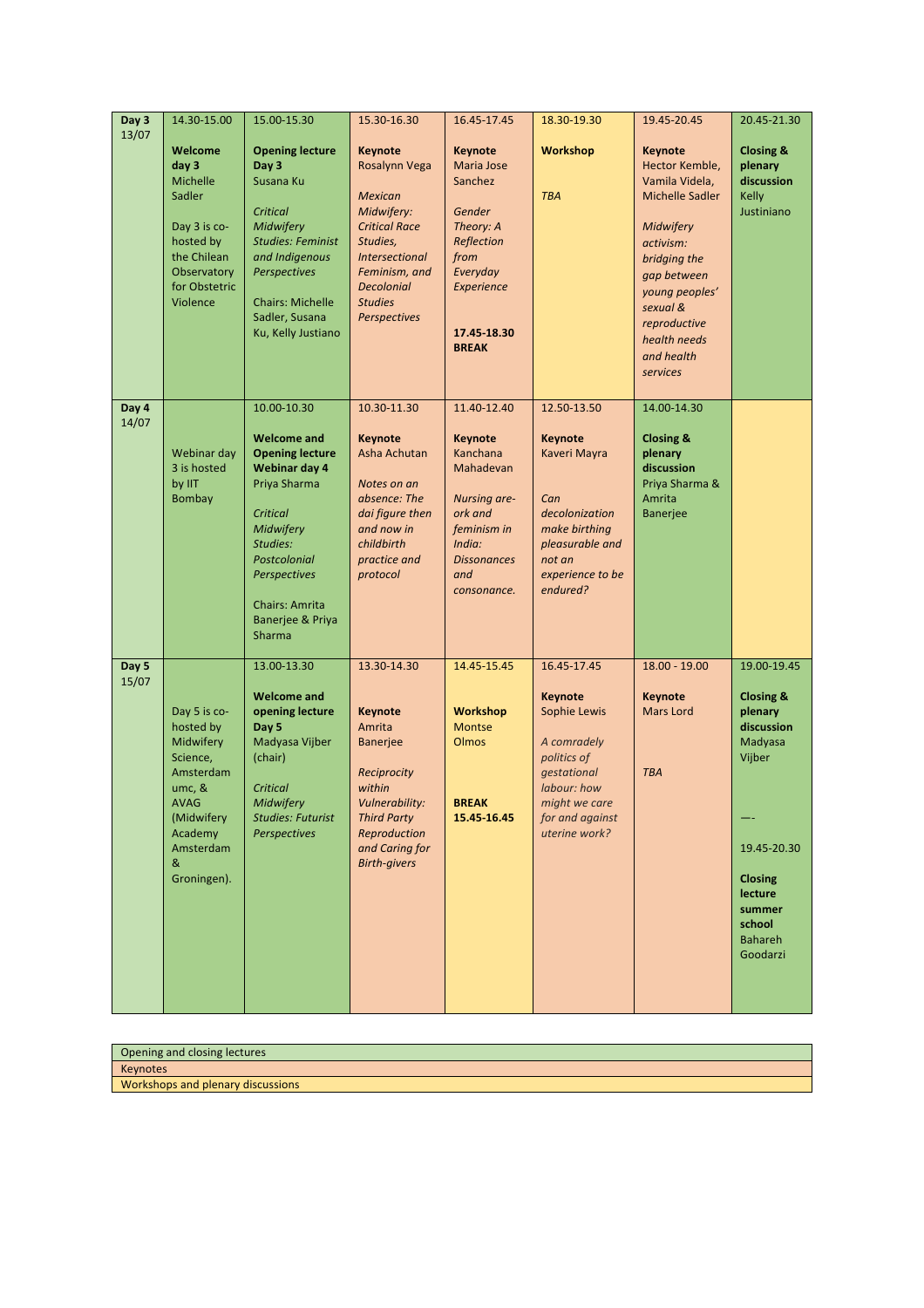| | | | | | | | |
|---|---|---|---|---|---|---|---|
| **Day 3** 13/07 | 14.30-15.00<br><br>**Welcome day 3** Michelle Sadler<br><br>Day 3 is co-hosted by the Chilean Observatory for Obstetric Violence | 15.00-15.30<br><br>**Opening lecture Day 3** Susana Ku<br><br>*Critical Midwifery Studies: Feminist and Indigenous Perspectives*<br><br>Chairs: Michelle Sadler, Susana Ku, Kelly Justiano | 15.30-16.30<br><br>**Keynote** Rosalynn Vega<br><br>*Mexican Midwifery: Critical Race Studies, Intersectional Feminism, and Decolonial Studies Perspectives* | 16.45-17.45<br><br>**Keynote** Maria Jose Sanchez<br><br>*Gender Theory: A Reflection from Everyday Experience*<br><br>**17.45-18.30 BREAK** | 18.30-19.30<br><br>**Workshop**<br><br>*TBA* | 19.45-20.45<br><br>**Keynote** Hector Kemble, Vamila Videla, Michelle Sadler<br><br>*Midwifery activism: bridging the gap between young peoples' sexual & reproductive health needs and health services* | 20.45-21.30<br><br>**Closing & plenary discussion** Kelly Justiniano |
| **Day 4** 14/07 | Webinar day 3 is hosted by IIT Bombay | 10.00-10.30<br><br>**Welcome and Opening lecture Webinar day 4** Priya Sharma<br><br>*Critical Midwifery Studies: Postcolonial Perspectives*<br><br>Chairs: Amrita Banerjee & Priya Sharma | 10.30-11.30<br><br>**Keynote** Asha Achutan<br><br>*Notes on an absence: The dai figure then and now in childbirth practice and protocol* | 11.40-12.40<br><br>**Keynote** Kanchana Mahadevan<br><br>*Nursing are-ork and feminism in India: Dissonances and consonance.* | 12.50-13.50<br><br>**Keynote** Kaveri Mayra<br><br>*Can decolonization make birthing pleasurable and not an experience to be endured?* | 14.00-14.30<br><br>**Closing & plenary discussion** Priya Sharma & Amrita Banerjee | |
| **Day 5** 15/07 | Day 5 is co-hosted by Midwifery Science, Amsterdam umc, & AVAG (Midwifery Academy Amsterdam & Groningen). | 13.00-13.30<br><br>**Welcome and opening lecture Day 5** Madyasa Vijber (chair)<br><br>*Critical Midwifery Studies: Futurist Perspectives* | 13.30-14.30<br><br>**Keynote** Amrita Banerjee<br><br>*Reciprocity within Vulnerability: Third Party Reproduction and Caring for Birth-givers* | 14.45-15.45<br><br>**Workshop** Montse Olmos<br><br>**BREAK 15.45-16.45** | 16.45-17.45<br><br>**Keynote** Sophie Lewis<br><br>*A comradely politics of gestational labour: how might we care for and against uterine work?* | 18.00 - 19.00<br><br>**Keynote** Mars Lord<br><br>*TBA* | 19.00-19.45<br><br>**Closing & plenary discussion** Madyasa Vijber<br><br>—-<br><br>19.45-20.30<br><br>**Closing lecture summer school** Bahareh Goodarzi |

| |
|---|
| Opening and closing lectures |
| Keynotes |
| Workshops and plenary discussions |